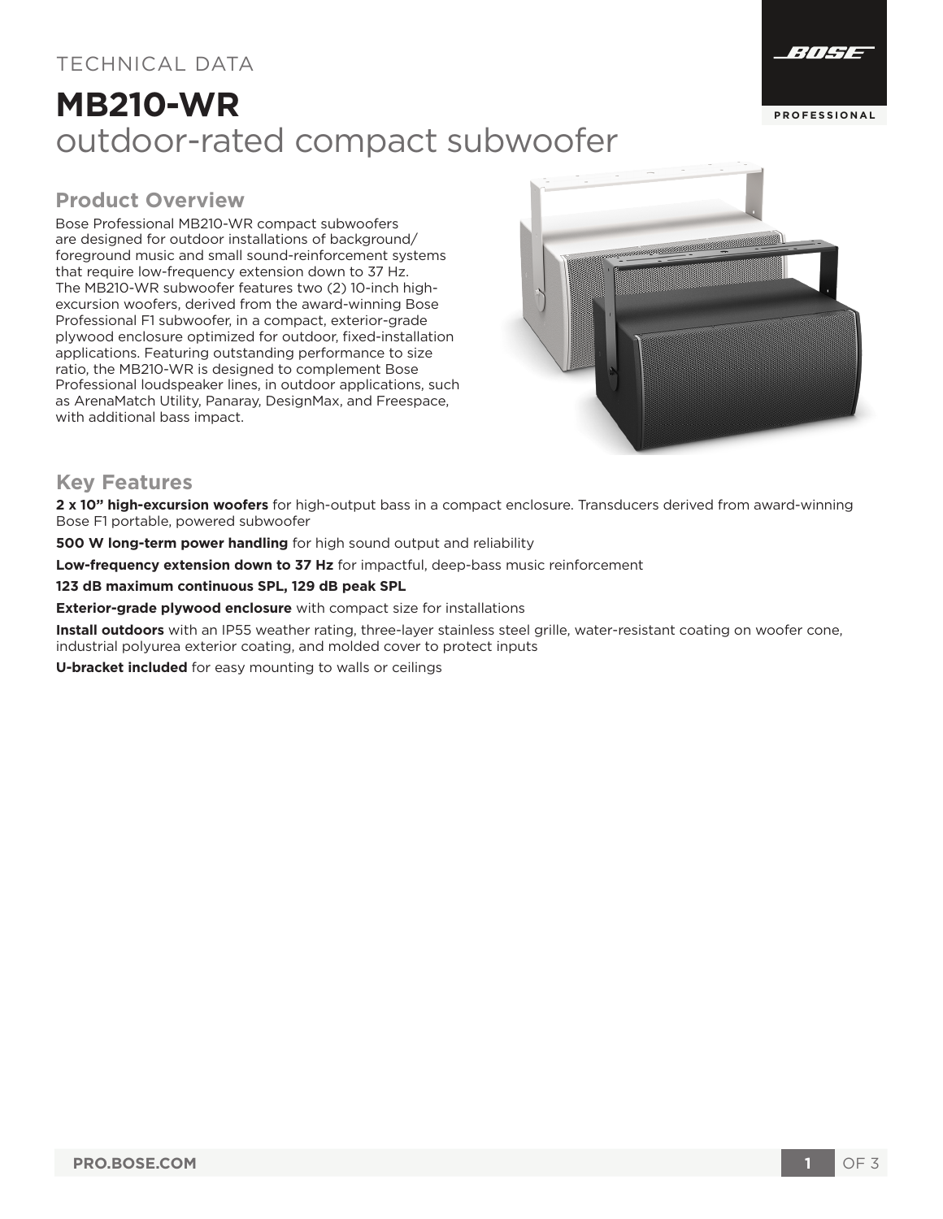TECHNICAL DATA

# MB210-WR

outdoor-rated compact subwoofer

## Product Overview

Bose Professional MB210-WR compact subwoofers are designed for outdoor installations of background/foreground music and small sound-reinforcement systems that require low-frequency extension down to 37 Hz. The MB210-WR subwoofer features two (2) 10-inch high-excursion woofers, derived from the award-winning Bose Professional F1 subwoofer, in a compact, exterior-grade plywood enclosure optimized for outdoor, fixed-installation applications. Featuring outstanding performance to size ratio, the MB210-WR is designed to complement Bose Professional loudspeaker lines, in outdoor applications, such as ArenaMatch Utility, Panaray, DesignMax, and Freespace, with additional bass impact.

## Key Features

**2 x 10" high-excursion woofers** for high-output bass in a compact enclosure. Transducers derived from award-winning Bose F1 portable, powered subwoofer

**500 W long-term power handling** for high sound output and reliability

**Low-frequency extension down to 37 Hz** for impactful, deep-bass music reinforcement

**123 dB maximum continuous SPL, 129 dB peak SPL**

**Exterior-grade plywood enclosure** with compact size for installations

**Install outdoors** with an IP55 weather rating, three-layer stainless steel grille, water-resistant coating on woofer cone, industrial polyurea exterior coating, and molded cover to protect inputs

**U-bracket included** for easy mounting to walls or ceilings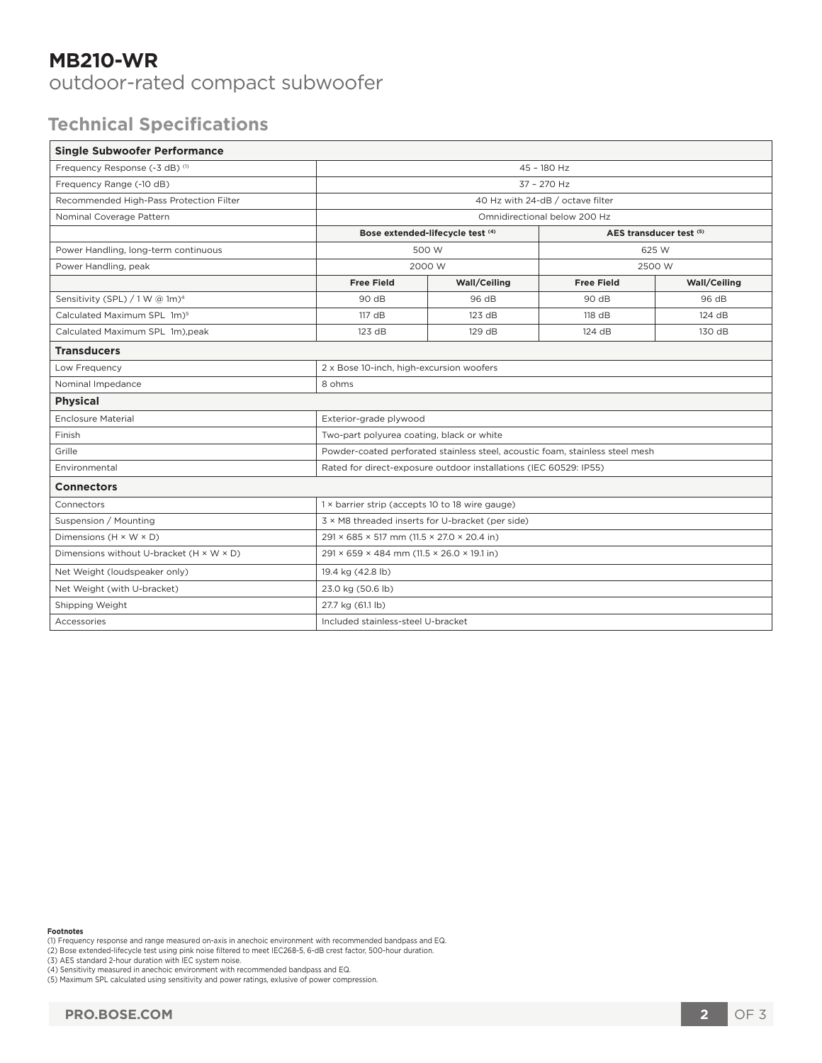# MB210-WR

outdoor-rated compact subwoofer

## Technical Specifications

| Single Subwoofer Performance | | | | |
|---|---|---|---|---|
| Frequency Response (-3 dB) [1] | 45 – 180 Hz | | | |
| Frequency Range (-10 dB) | 37 – 270 Hz | | | |
| Recommended High-Pass Protection Filter | 40 Hz with 24-dB / octave filter | | | |
| Nominal Coverage Pattern | Omnidirectional below 200 Hz | | | |
| | **Bose extended-lifecycle test [4]** | | **AES transducer test [5]** | |
| Power Handling, long-term continuous | 500 W | | 625 W | |
| Power Handling, peak | 2000 W | | 2500 W | |
| | **Free Field** | **Wall/Ceiling** | **Free Field** | **Wall/Ceiling** |
| Sensitivity (SPL) / 1 W @ 1m)[4] | 90 dB | 96 dB | 90 dB | 96 dB |
| Calculated Maximum SPL 1m)[5] | 117 dB | 123 dB | 118 dB | 124 dB |
| Calculated Maximum SPL 1m),peak | 123 dB | 129 dB | 124 dB | 130 dB |
| **Transducers** | | | | |
| Low Frequency | 2 x Bose 10-inch, high-excursion woofers | | | |
| Nominal Impedance | 8 ohms | | | |
| **Physical** | | | | |
| Enclosure Material | Exterior-grade plywood | | | |
| Finish | Two-part polyurea coating, black or white | | | |
| Grille | Powder-coated perforated stainless steel, acoustic foam, stainless steel mesh | | | |
| Environmental | Rated for direct-exposure outdoor installations (IEC 60529: IP55) | | | |
| **Connectors** | | | | |
| Connectors | 1 × barrier strip (accepts 10 to 18 wire gauge) | | | |
| Suspension / Mounting | 3 × M8 threaded inserts for U-bracket (per side) | | | |
| Dimensions (H × W × D) | 291 × 685 × 517 mm (11.5 × 27.0 × 20.4 in) | | | |
| Dimensions without U-bracket (H × W × D) | 291 × 659 × 484 mm (11.5 × 26.0 × 19.1 in) | | | |
| Net Weight (loudspeaker only) | 19.4 kg (42.8 lb) | | | |
| Net Weight (with U-bracket) | 23.0 kg (50.6 lb) | | | |
| Shipping Weight | 27.7 kg (61.1 lb) | | | |
| Accessories | Included stainless-steel U-bracket | | | |

**Footnotes**

(1) Frequency response and range measured on-axis in anechoic environment with recommended bandpass and EQ.
(2) Bose extended-lifecycle test using pink noise filtered to meet IEC268-5, 6-dB crest factor, 500-hour duration.
(3) AES standard 2-hour duration with IEC system noise.
(4) Sensitivity measured in anechoic environment with recommended bandpass and EQ.
(5) Maximum SPL calculated using sensitivity and power ratings, exlusive of power compression.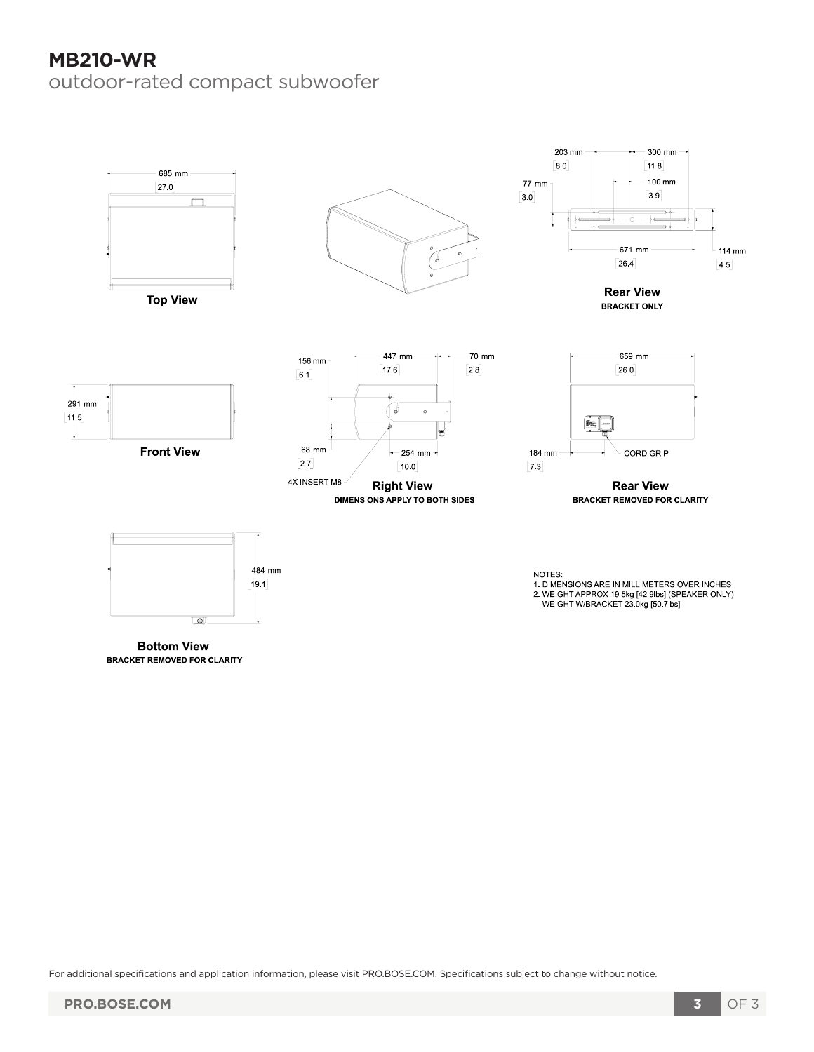# MB210-WR
outdoor-rated compact subwoofer

685 mm
27.0

**Top View**

203 mm
8.0
300 mm
11.8
77 mm
3.0
100 mm
3.9
671 mm
26.4
114 mm
4.5

**Rear View**
BRACKET ONLY

291 mm
11.5

**Front View**

156 mm
6.1
447 mm
17.6
70 mm
2.8
68 mm
2.7
254 mm
10.0
4X INSERT M8

**Right View**
DIMENSIONS APPLY TO BOTH SIDES

659 mm
26.0
184 mm
7.3
CORD GRIP

**Rear View**
BRACKET REMOVED FOR CLARITY

484 mm
19.1

**Bottom View**
BRACKET REMOVED FOR CLARITY

NOTES:
1. DIMENSIONS ARE IN MILLIMETERS OVER INCHES
2. WEIGHT APPROX 19.5kg [42.9lbs] (SPEAKER ONLY)
   WEIGHT W/BRACKET 23.0kg [50.7lbs]

For additional specifications and application information, please visit PRO.BOSE.COM. Specifications subject to change without notice.